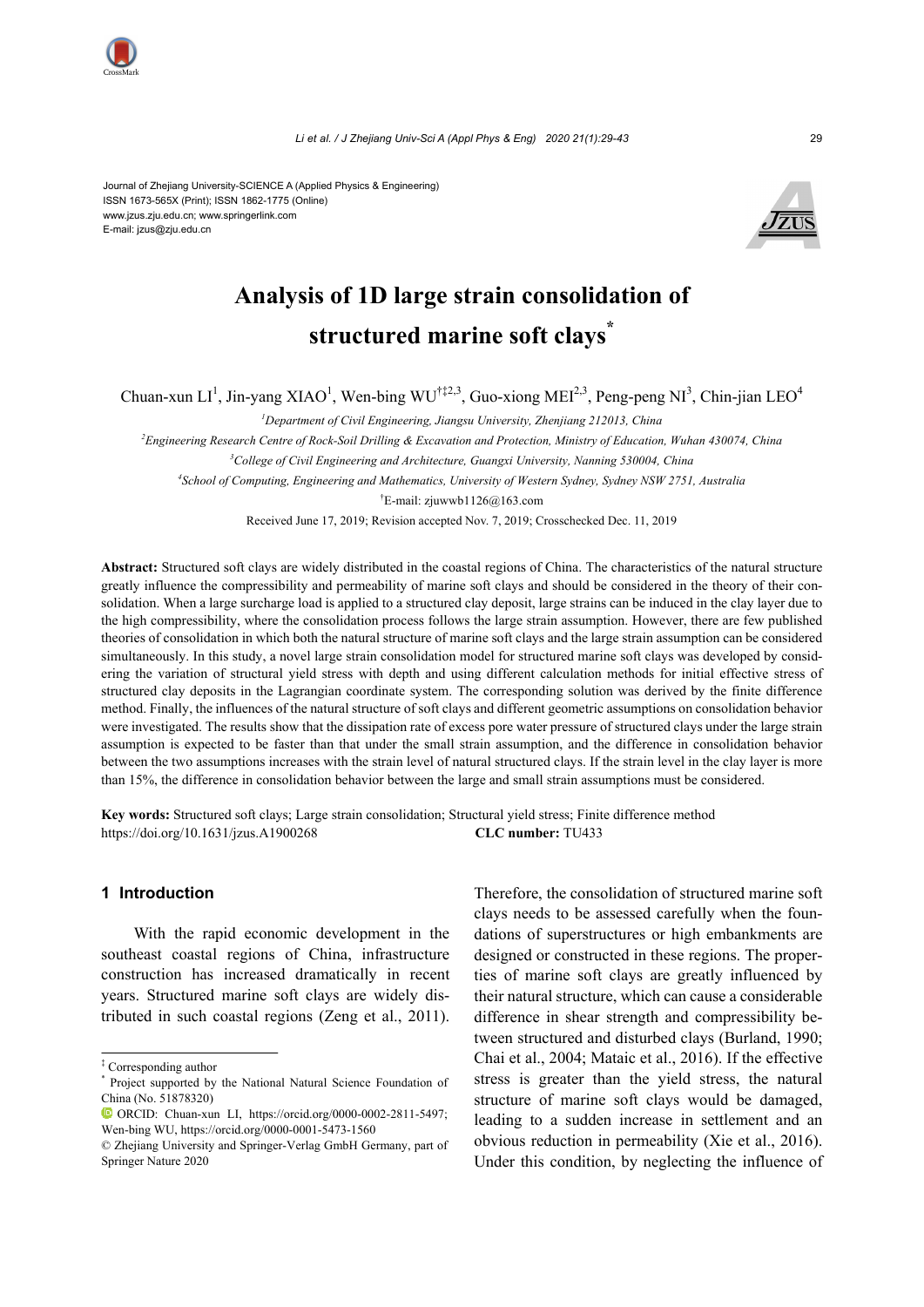Journal of Zhejiang University-SCIENCE A (Applied Physics & Engineering)
ISSN 1673-565X (Print); ISSN 1862-1775 (Online)
www.jzus.zju.edu.cn; www.springerlink.com
E-mail: jzus@zju.edu.cn

# Analysis of 1D large strain consolidation of structured marine soft clays[*]

Chuan-xun LI[1], Jin-yang XIAO[1], Wen-bing WU[†‡2,3], Guo-xiong MEI[2,3], Peng-peng NI[3], Chin-jian LEO[4]

[1]Department of Civil Engineering, Jiangsu University, Zhenjiang 212013, China

[2]Engineering Research Centre of Rock-Soil Drilling & Excavation and Protection, Ministry of Education, Wuhan 430074, China

[3]College of Civil Engineering and Architecture, Guangxi University, Nanning 530004, China

[4]School of Computing, Engineering and Mathematics, University of Western Sydney, Sydney NSW 2751, Australia

[†]E-mail: zjuwwb1126@163.com

Received June 17, 2019; Revision accepted Nov. 7, 2019; Crosschecked Dec. 11, 2019

**Abstract:** Structured soft clays are widely distributed in the coastal regions of China. The characteristics of the natural structure greatly influence the compressibility and permeability of marine soft clays and should be considered in the theory of their consolidation. When a large surcharge load is applied to a structured clay deposit, large strains can be induced in the clay layer due to the high compressibility, where the consolidation process follows the large strain assumption. However, there are few published theories of consolidation in which both the natural structure of marine soft clays and the large strain assumption can be considered simultaneously. In this study, a novel large strain consolidation model for structured marine soft clays was developed by considering the variation of structural yield stress with depth and using different calculation methods for initial effective stress of structured clay deposits in the Lagrangian coordinate system. The corresponding solution was derived by the finite difference method. Finally, the influences of the natural structure of soft clays and different geometric assumptions on consolidation behavior were investigated. The results show that the dissipation rate of excess pore water pressure of structured clays under the large strain assumption is expected to be faster than that under the small strain assumption, and the difference in consolidation behavior between the two assumptions increases with the strain level of natural structured clays. If the strain level in the clay layer is more than 15%, the difference in consolidation behavior between the large and small strain assumptions must be considered.

**Key words:** Structured soft clays; Large strain consolidation; Structural yield stress; Finite difference method
https://doi.org/10.1631/jzus.A1900268 **CLC number:** TU433

## 1 Introduction

With the rapid economic development in the southeast coastal regions of China, infrastructure construction has increased dramatically in recent years. Structured marine soft clays are widely distributed in such coastal regions (Zeng et al., 2011). Therefore, the consolidation of structured marine soft clays needs to be assessed carefully when the foundations of superstructures or high embankments are designed or constructed in these regions. The properties of marine soft clays are greatly influenced by their natural structure, which can cause a considerable difference in shear strength and compressibility between structured and disturbed clays (Burland, 1990; Chai et al., 2004; Mataic et al., 2016). If the effective stress is greater than the yield stress, the natural structure of marine soft clays would be damaged, leading to a sudden increase in settlement and an obvious reduction in permeability (Xie et al., 2016). Under this condition, by neglecting the influence of

---

[‡] Corresponding author

[*] Project supported by the National Natural Science Foundation of China (No. 51878320)

ORCID: Chuan-xun LI, https://orcid.org/0000-0002-2811-5497; Wen-bing WU, https://orcid.org/0000-0001-5473-1560

© Zhejiang University and Springer-Verlag GmbH Germany, part of Springer Nature 2020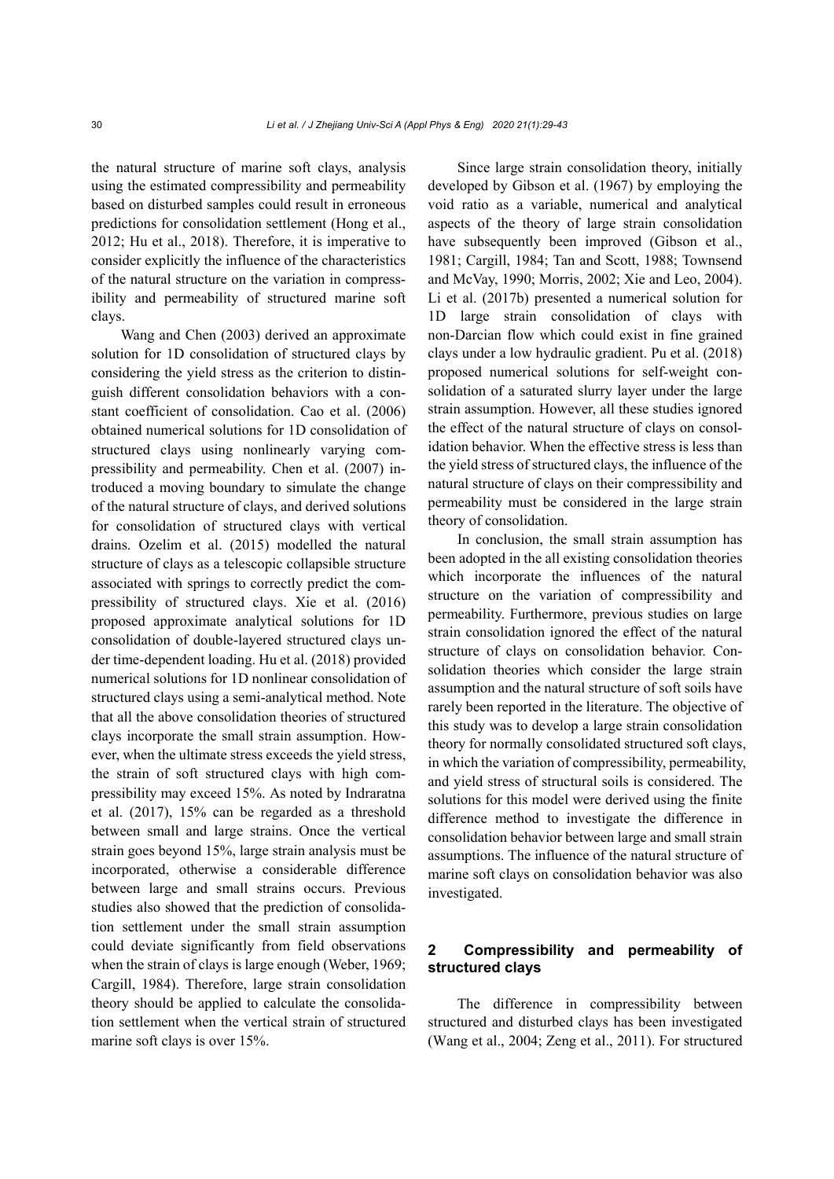the natural structure of marine soft clays, analysis using the estimated compressibility and permeability based on disturbed samples could result in erroneous predictions for consolidation settlement (Hong et al., 2012; Hu et al., 2018). Therefore, it is imperative to consider explicitly the influence of the characteristics of the natural structure on the variation in compressibility and permeability of structured marine soft clays.

Wang and Chen (2003) derived an approximate solution for 1D consolidation of structured clays by considering the yield stress as the criterion to distinguish different consolidation behaviors with a constant coefficient of consolidation. Cao et al. (2006) obtained numerical solutions for 1D consolidation of structured clays using nonlinearly varying compressibility and permeability. Chen et al. (2007) introduced a moving boundary to simulate the change of the natural structure of clays, and derived solutions for consolidation of structured clays with vertical drains. Ozelim et al. (2015) modelled the natural structure of clays as a telescopic collapsible structure associated with springs to correctly predict the compressibility of structured clays. Xie et al. (2016) proposed approximate analytical solutions for 1D consolidation of double-layered structured clays under time-dependent loading. Hu et al. (2018) provided numerical solutions for 1D nonlinear consolidation of structured clays using a semi-analytical method. Note that all the above consolidation theories of structured clays incorporate the small strain assumption. However, when the ultimate stress exceeds the yield stress, the strain of soft structured clays with high compressibility may exceed 15%. As noted by Indraratna et al. (2017), 15% can be regarded as a threshold between small and large strains. Once the vertical strain goes beyond 15%, large strain analysis must be incorporated, otherwise a considerable difference between large and small strains occurs. Previous studies also showed that the prediction of consolidation settlement under the small strain assumption could deviate significantly from field observations when the strain of clays is large enough (Weber, 1969; Cargill, 1984). Therefore, large strain consolidation theory should be applied to calculate the consolidation settlement when the vertical strain of structured marine soft clays is over 15%.

Since large strain consolidation theory, initially developed by Gibson et al. (1967) by employing the void ratio as a variable, numerical and analytical aspects of the theory of large strain consolidation have subsequently been improved (Gibson et al., 1981; Cargill, 1984; Tan and Scott, 1988; Townsend and McVay, 1990; Morris, 2002; Xie and Leo, 2004). Li et al. (2017b) presented a numerical solution for 1D large strain consolidation of clays with non-Darcian flow which could exist in fine grained clays under a low hydraulic gradient. Pu et al. (2018) proposed numerical solutions for self-weight consolidation of a saturated slurry layer under the large strain assumption. However, all these studies ignored the effect of the natural structure of clays on consolidation behavior. When the effective stress is less than the yield stress of structured clays, the influence of the natural structure of clays on their compressibility and permeability must be considered in the large strain theory of consolidation.

In conclusion, the small strain assumption has been adopted in the all existing consolidation theories which incorporate the influences of the natural structure on the variation of compressibility and permeability. Furthermore, previous studies on large strain consolidation ignored the effect of the natural structure of clays on consolidation behavior. Consolidation theories which consider the large strain assumption and the natural structure of soft soils have rarely been reported in the literature. The objective of this study was to develop a large strain consolidation theory for normally consolidated structured soft clays, in which the variation of compressibility, permeability, and yield stress of structural soils is considered. The solutions for this model were derived using the finite difference method to investigate the difference in consolidation behavior between large and small strain assumptions. The influence of the natural structure of marine soft clays on consolidation behavior was also investigated.

## 2 Compressibility and permeability of structured clays

The difference in compressibility between structured and disturbed clays has been investigated (Wang et al., 2004; Zeng et al., 2011). For structured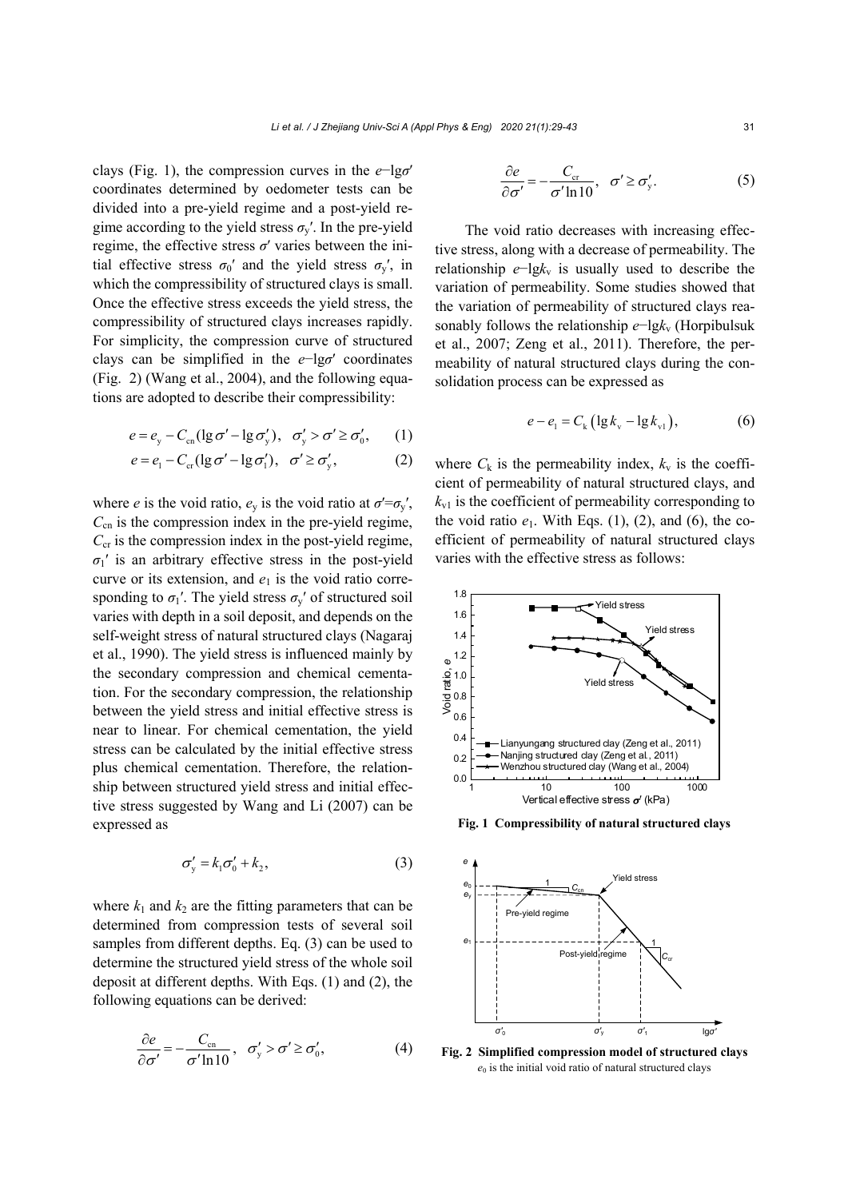clays (Fig. 1), the compression curves in the $e$–lg$\sigma'$ coordinates determined by oedometer tests can be divided into a pre-yield regime and a post-yield regime according to the yield stress $\sigma_y'$. In the pre-yield regime, the effective stress $\sigma'$ varies between the initial effective stress $\sigma_0'$ and the yield stress $\sigma_y'$, in which the compressibility of structured clays is small. Once the effective stress exceeds the yield stress, the compressibility of structured clays increases rapidly. For simplicity, the compression curve of structured clays can be simplified in the $e$–lg$\sigma'$ coordinates (Fig. 2) (Wang et al., 2004), and the following equations are adopted to describe their compressibility:

$$e = e_y - C_{cn}(\lg\sigma' - \lg\sigma_y'), \quad \sigma_y' > \sigma' \geq \sigma_0', \tag{1}$$

$$e = e_1 - C_{cr}(\lg\sigma' - \lg\sigma_1'), \quad \sigma' \geq \sigma_y', \tag{2}$$

where $e$ is the void ratio, $e_y$ is the void ratio at $\sigma'=\sigma_y'$, $C_{cn}$ is the compression index in the pre-yield regime, $C_{cr}$ is the compression index in the post-yield regime, $\sigma_1'$ is an arbitrary effective stress in the post-yield curve or its extension, and $e_1$ is the void ratio corresponding to $\sigma_1'$. The yield stress $\sigma_y'$ of structured soil varies with depth in a soil deposit, and depends on the self-weight stress of natural structured clays (Nagaraj et al., 1990). The yield stress is influenced mainly by the secondary compression and chemical cementation. For the secondary compression, the relationship between the yield stress and initial effective stress is near to linear. For chemical cementation, the yield stress can be calculated by the initial effective stress plus chemical cementation. Therefore, the relationship between structured yield stress and initial effective stress suggested by Wang and Li (2007) can be expressed as

$$\sigma_y' = k_1\sigma_0' + k_2, \tag{3}$$

where $k_1$ and $k_2$ are the fitting parameters that can be determined from compression tests of several soil samples from different depths. Eq. (3) can be used to determine the structured yield stress of the whole soil deposit at different depths. With Eqs. (1) and (2), the following equations can be derived:

$$\frac{\partial e}{\partial \sigma'} = -\frac{C_{cn}}{\sigma' \ln 10}, \quad \sigma_y' > \sigma' \geq \sigma_0', \tag{4}$$

$$\frac{\partial e}{\partial \sigma'} = -\frac{C_{cr}}{\sigma' \ln 10}, \quad \sigma' \geq \sigma_y'. \tag{5}$$

The void ratio decreases with increasing effective stress, along with a decrease of permeability. The relationship $e$–lg$k_v$ is usually used to describe the variation of permeability. Some studies showed that the variation of permeability of structured clays reasonably follows the relationship $e$–lg$k_v$ (Horpibulsuk et al., 2007; Zeng et al., 2011). Therefore, the permeability of natural structured clays during the consolidation process can be expressed as

$$e - e_1 = C_k\left(\lg k_v - \lg k_{v1}\right), \tag{6}$$

where $C_k$ is the permeability index, $k_v$ is the coefficient of permeability of natural structured clays, and $k_{v1}$ is the coefficient of permeability corresponding to the void ratio $e_1$. With Eqs. (1), (2), and (6), the coefficient of permeability of natural structured clays varies with the effective stress as follows:

**Fig. 1 Compressibility of natural structured clays**

**Fig. 2 Simplified compression model of structured clays**
$e_0$ is the initial void ratio of natural structured clays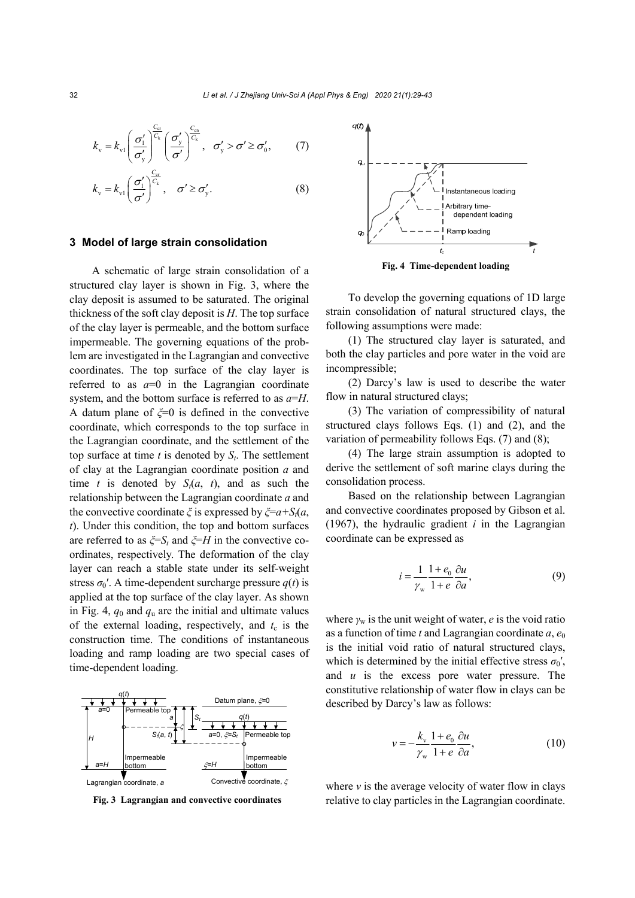$$k_{\mathrm{v}} = k_{\mathrm{v1}} \left( \frac{\sigma_1'}{\sigma_{\mathrm{y}}'} \right)^{\frac{C_{\mathrm{cr}}}{C_{\mathrm{k}}}} \left( \frac{\sigma_{\mathrm{y}}'}{\sigma'} \right)^{\frac{C_{\mathrm{cn}}}{C_{\mathrm{k}}}}, \quad \sigma_{\mathrm{y}}' > \sigma' \ge \sigma_0', \tag{7}$$

$$k_{\mathrm{v}} = k_{\mathrm{v1}} \left( \frac{\sigma_1'}{\sigma'} \right)^{\frac{C_{\mathrm{cr}}}{C_{\mathrm{k}}}}, \quad \sigma' \ge \sigma_{\mathrm{y}}'. \tag{8}$$

## 3 Model of large strain consolidation

A schematic of large strain consolidation of a structured clay layer is shown in Fig. 3, where the clay deposit is assumed to be saturated. The original thickness of the soft clay deposit is $H$. The top surface of the clay layer is permeable, and the bottom surface impermeable. The governing equations of the problem are investigated in the Lagrangian and convective coordinates. The top surface of the clay layer is referred to as $a$=0 in the Lagrangian coordinate system, and the bottom surface is referred to as $a$=$H$. A datum plane of $\xi$=0 is defined in the convective coordinate, which corresponds to the top surface in the Lagrangian coordinate, and the settlement of the top surface at time $t$ is denoted by $S_t$. The settlement of clay at the Lagrangian coordinate position $a$ and time $t$ is denoted by $S_t(a, t)$, and as such the relationship between the Lagrangian coordinate $a$ and the convective coordinate $\xi$ is expressed by $\xi$=$a$+$S_t(a, t)$. Under this condition, the top and bottom surfaces are referred to as $\xi$=$S_t$ and $\xi$=$H$ in the convective coordinates, respectively. The deformation of the clay layer can reach a stable state under its self-weight stress $\sigma_0'$. A time-dependent surcharge pressure $q(t)$ is applied at the top surface of the clay layer. As shown in Fig. 4, $q_0$ and $q_{\mathrm{u}}$ are the initial and ultimate values of the external loading, respectively, and $t_{\mathrm{c}}$ is the construction time. The conditions of instantaneous loading and ramp loading are two special cases of time-dependent loading.

**Fig. 3 Lagrangian and convective coordinates**

**Fig. 4 Time-dependent loading**

To develop the governing equations of 1D large strain consolidation of natural structured clays, the following assumptions were made:

(1) The structured clay layer is saturated, and both the clay particles and pore water in the void are incompressible;

(2) Darcy's law is used to describe the water flow in natural structured clays;

(3) The variation of compressibility of natural structured clays follows Eqs. (1) and (2), and the variation of permeability follows Eqs. (7) and (8);

(4) The large strain assumption is adopted to derive the settlement of soft marine clays during the consolidation process.

Based on the relationship between Lagrangian and convective coordinates proposed by Gibson et al. (1967), the hydraulic gradient $i$ in the Lagrangian coordinate can be expressed as

$$i = \frac{1}{\gamma_{\mathrm{w}}} \frac{1+e_0}{1+e} \frac{\partial u}{\partial a}, \tag{9}$$

where $\gamma_{\mathrm{w}}$ is the unit weight of water, $e$ is the void ratio as a function of time $t$ and Lagrangian coordinate $a$, $e_0$ is the initial void ratio of natural structured clays, which is determined by the initial effective stress $\sigma_0'$, and $u$ is the excess pore water pressure. The constitutive relationship of water flow in clays can be described by Darcy's law as follows:

$$v = -\frac{k_{\mathrm{v}}}{\gamma_{\mathrm{w}}} \frac{1+e_0}{1+e} \frac{\partial u}{\partial a}, \tag{10}$$

where $v$ is the average velocity of water flow in clays relative to clay particles in the Lagrangian coordinate.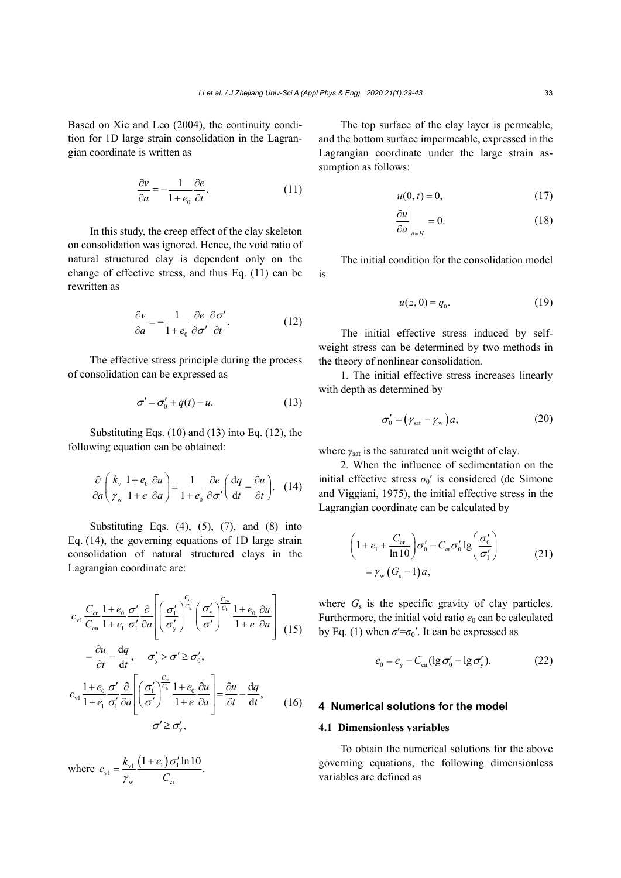Based on Xie and Leo (2004), the continuity condition for 1D large strain consolidation in the Lagrangian coordinate is written as

$$\frac{\partial v}{\partial a} = -\frac{1}{1+e_0}\frac{\partial e}{\partial t}. \tag{11}$$

In this study, the creep effect of the clay skeleton on consolidation was ignored. Hence, the void ratio of natural structured clay is dependent only on the change of effective stress, and thus Eq. (11) can be rewritten as

$$\frac{\partial v}{\partial a} = -\frac{1}{1+e_0}\frac{\partial e}{\partial \sigma'}\frac{\partial \sigma'}{\partial t}. \tag{12}$$

The effective stress principle during the process of consolidation can be expressed as

$$\sigma' = \sigma_0' + q(t) - u. \tag{13}$$

Substituting Eqs. (10) and (13) into Eq. (12), the following equation can be obtained:

$$\frac{\partial}{\partial a}\left(\frac{k_\mathrm{v}}{\gamma_\mathrm{w}}\frac{1+e_0}{1+e}\frac{\partial u}{\partial a}\right) = \frac{1}{1+e_0}\frac{\partial e}{\partial \sigma'}\left(\frac{\mathrm{d}q}{\mathrm{d}t} - \frac{\partial u}{\partial t}\right). \tag{14}$$

Substituting Eqs. (4), (5), (7), and (8) into Eq. (14), the governing equations of 1D large strain consolidation of natural structured clays in the Lagrangian coordinate are:

$$c_{\mathrm{v}1}\frac{C_\mathrm{cr}}{C_\mathrm{cn}}\frac{1+e_0}{1+e_1}\frac{\sigma'}{\sigma_1'}\frac{\partial}{\partial a}\left[\left(\frac{\sigma_1'}{\sigma_\mathrm{y}'}\right)^{\frac{C_\mathrm{cr}}{C_\mathrm{k}}}\left(\frac{\sigma_\mathrm{y}'}{\sigma'}\right)^{\frac{C_\mathrm{cn}}{C_\mathrm{k}}}\frac{1+e_0}{1+e}\frac{\partial u}{\partial a}\right] = \frac{\partial u}{\partial t} - \frac{\mathrm{d}q}{\mathrm{d}t}, \quad \sigma_\mathrm{y}' > \sigma' \geq \sigma_0', \tag{15}$$

$$c_{\mathrm{v}1}\frac{1+e_0}{1+e_1}\frac{\sigma'}{\sigma_1'}\frac{\partial}{\partial a}\left[\left(\frac{\sigma_1'}{\sigma'}\right)^{\frac{C_\mathrm{cr}}{C_\mathrm{k}}}\frac{1+e_0}{1+e}\frac{\partial u}{\partial a}\right] = \frac{\partial u}{\partial t} - \frac{\mathrm{d}q}{\mathrm{d}t}, \quad \sigma' \geq \sigma_\mathrm{y}', \tag{16}$$

where $c_{\mathrm{v}1} = \dfrac{k_{\mathrm{v}1}}{\gamma_\mathrm{w}}\dfrac{(1+e_1)\sigma_1'\ln 10}{C_\mathrm{cr}}$.

The top surface of the clay layer is permeable, and the bottom surface impermeable, expressed in the Lagrangian coordinate under the large strain assumption as follows:

$$u(0,t) = 0, \tag{17}$$

$$\left.\frac{\partial u}{\partial a}\right|_{a=H} = 0. \tag{18}$$

The initial condition for the consolidation model is

$$u(z,0) = q_0. \tag{19}$$

The initial effective stress induced by self-weight stress can be determined by two methods in the theory of nonlinear consolidation.

1. The initial effective stress increases linearly with depth as determined by

$$\sigma_0' = (\gamma_\mathrm{sat} - \gamma_\mathrm{w})a, \tag{20}$$

where $\gamma_\mathrm{sat}$ is the saturated unit weigtht of clay.

2. When the influence of sedimentation on the initial effective stress $\sigma_0'$ is considered (de Simone and Viggiani, 1975), the initial effective stress in the Lagrangian coordinate can be calculated by

$$\left(1+e_1+\frac{C_\mathrm{cr}}{\ln 10}\right)\sigma_0' - C_\mathrm{cr}\sigma_0'\lg\left(\frac{\sigma_0'}{\sigma_1'}\right) = \gamma_\mathrm{w}(G_\mathrm{s}-1)a, \tag{21}$$

where $G_\mathrm{s}$ is the specific gravity of clay particles. Furthermore, the initial void ratio $e_0$ can be calculated by Eq. (1) when $\sigma'=\sigma_0'$. It can be expressed as

$$e_0 = e_\mathrm{y} - C_\mathrm{cn}(\lg\sigma_0' - \lg\sigma_\mathrm{y}'). \tag{22}$$

## 4 Numerical solutions for the model

### 4.1 Dimensionless variables

To obtain the numerical solutions for the above governing equations, the following dimensionless variables are defined as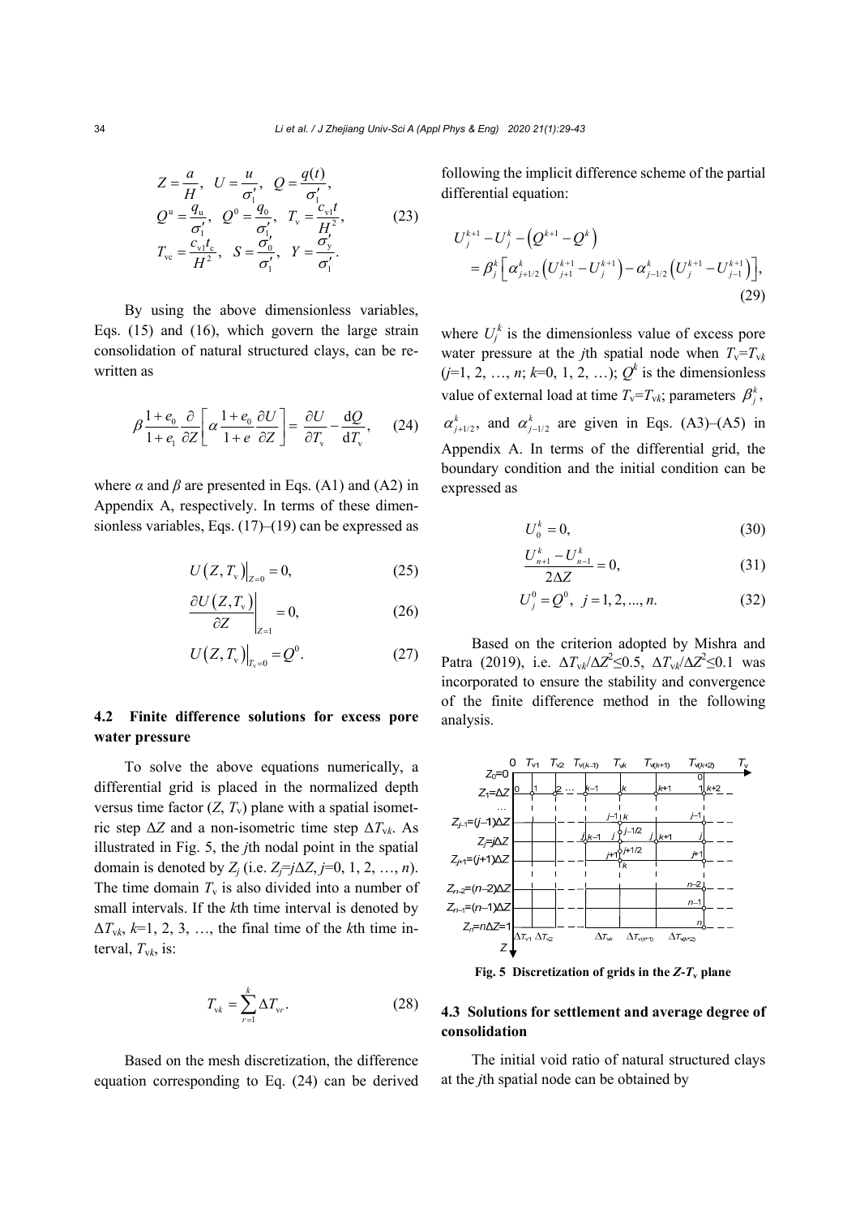$$Z = \frac{a}{H},\ U = \frac{u}{\sigma_1'},\ Q = \frac{q(t)}{\sigma_1'},$$
$$Q^{\mathrm{u}} = \frac{q_{\mathrm{u}}}{\sigma_1'},\ Q^0 = \frac{q_0}{\sigma_1'},\ T_{\mathrm{v}} = \frac{c_{\mathrm{v1}}t}{H^2}, \tag{23}$$
$$T_{\mathrm{vc}} = \frac{c_{\mathrm{v1}}t_{\mathrm{c}}}{H^2},\ S = \frac{\sigma_0'}{\sigma_1'},\ Y = \frac{\sigma_{\mathrm{y}}'}{\sigma_1'}.$$

By using the above dimensionless variables, Eqs. (15) and (16), which govern the large strain consolidation of natural structured clays, can be rewritten as

$$\beta\frac{1+e_0}{1+e_1}\frac{\partial}{\partial Z}\left[\alpha\frac{1+e_0}{1+e}\frac{\partial U}{\partial Z}\right] = \frac{\partial U}{\partial T_{\mathrm{v}}} - \frac{\mathrm{d}Q}{\mathrm{d}T_{\mathrm{v}}}, \tag{24}$$

where $\alpha$ and $\beta$ are presented in Eqs. (A1) and (A2) in Appendix A, respectively. In terms of these dimensionless variables, Eqs. (17)–(19) can be expressed as

$$U\left(Z, T_{\mathrm{v}}\right)\Big|_{Z=0} = 0, \tag{25}$$

$$\left.\frac{\partial U\left(Z, T_{\mathrm{v}}\right)}{\partial Z}\right|_{Z=1} = 0, \tag{26}$$

$$U\left(Z, T_{\mathrm{v}}\right)\Big|_{T_{\mathrm{v}}=0} = Q^0. \tag{27}$$

### 4.2 Finite difference solutions for excess pore water pressure

To solve the above equations numerically, a differential grid is placed in the normalized depth versus time factor ($Z$, $T_{\mathrm{v}}$) plane with a spatial isometric step $\Delta Z$ and a non-isometric time step $\Delta T_{\mathrm{v}k}$. As illustrated in Fig. 5, the $j$th nodal point in the spatial domain is denoted by $Z_j$ (i.e. $Z_j=j\Delta Z$, $j$=0, 1, 2, …, $n$). The time domain $T_{\mathrm{v}}$ is also divided into a number of small intervals. If the $k$th time interval is denoted by $\Delta T_{\mathrm{v}k}$, $k$=1, 2, 3, …, the final time of the $k$th time interval, $T_{\mathrm{v}k}$, is:

$$T_{\mathrm{v}k} = \sum_{r=1}^{k}\Delta T_{\mathrm{v}r}. \tag{28}$$

Based on the mesh discretization, the difference equation corresponding to Eq. (24) can be derived following the implicit difference scheme of the partial differential equation:

$$U_j^{k+1} - U_j^k - \left(Q^{k+1} - Q^k\right) = \beta_j^k\left[\alpha_{j+1/2}^k\left(U_{j+1}^{k+1} - U_j^{k+1}\right) - \alpha_{j-1/2}^k\left(U_j^{k+1} - U_{j-1}^{k+1}\right)\right], \tag{29}$$

where $U_j^k$ is the dimensionless value of excess pore water pressure at the $j$th spatial node when $T_{\mathrm{v}}=T_{\mathrm{v}k}$ ($j$=1, 2, …, $n$; $k$=0, 1, 2, …); $Q^k$ is the dimensionless value of external load at time $T_{\mathrm{v}}=T_{\mathrm{v}k}$; parameters $\beta_j^k$, $\alpha_{j+1/2}^k$, and $\alpha_{j-1/2}^k$ are given in Eqs. (A3)–(A5) in Appendix A. In terms of the differential grid, the boundary condition and the initial condition can be expressed as

$$U_0^k = 0, \tag{30}$$

$$\frac{U_{n+1}^k - U_{n-1}^k}{2\Delta Z} = 0, \tag{31}$$

$$U_j^0 = Q^0,\ j = 1, 2, ..., n. \tag{32}$$

Based on the criterion adopted by Mishra and Patra (2019), i.e. $\Delta T_{\mathrm{v}k}/\Delta Z^2 \le 0.5$, $\Delta T_{\mathrm{v}k}/\Delta Z^2 \le 0.1$ was incorporated to ensure the stability and convergence of the finite difference method in the following analysis.

**Fig. 5 Discretization of grids in the $Z$-$T_{\mathrm{v}}$ plane**

### 4.3 Solutions for settlement and average degree of consolidation

The initial void ratio of natural structured clays at the $j$th spatial node can be obtained by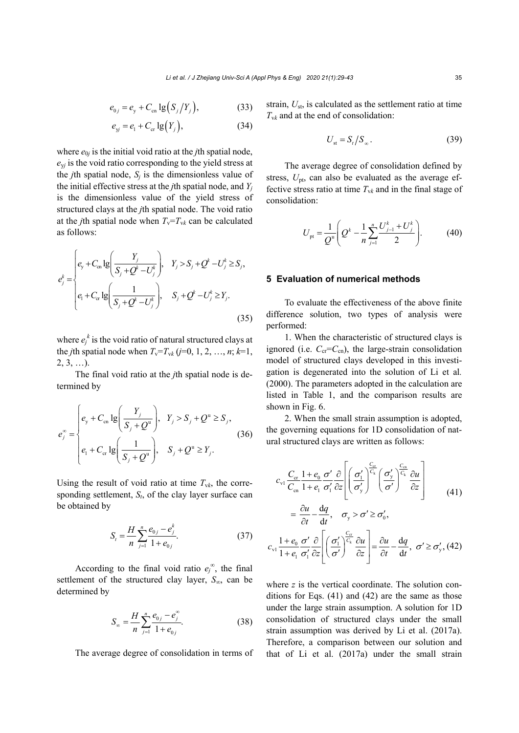$$e_{0j} = e_{\mathrm{y}} + C_{\mathrm{cn}} \lg\left(S_j / Y_j\right), \tag{33}$$

$$e_{\mathrm{y}j} = e_1 + C_{\mathrm{cr}} \lg\left(Y_j\right), \tag{34}$$

where $e_{0j}$ is the initial void ratio at the $j$th spatial node, $e_{yj}$ is the void ratio corresponding to the yield stress at the $j$th spatial node, $S_j$ is the dimensionless value of the initial effective stress at the $j$th spatial node, and $Y_j$ is the dimensionless value of the yield stress of structured clays at the $j$th spatial node. The void ratio at the $j$th spatial node when $T_{\mathrm{v}}=T_{\mathrm{v}k}$ can be calculated as follows:

$$e_j^k = \begin{cases} e_{\mathrm{y}} + C_{\mathrm{cn}} \lg\left(\dfrac{Y_j}{S_j + Q^k - U_j^k}\right), & Y_j > S_j + Q^k - U_j^k \geq S_j, \\ e_1 + C_{\mathrm{cr}} \lg\left(\dfrac{1}{S_j + Q^k - U_j^k}\right), & S_j + Q^k - U_j^k \geq Y_j. \end{cases} \tag{35}$$

where $e_j^k$ is the void ratio of natural structured clays at the $j$th spatial node when $T_{\mathrm{v}}=T_{\mathrm{v}k}$ ($j$=0, 1, 2, …, $n$; $k$=1, 2, 3, …).

The final void ratio at the $j$th spatial node is determined by

$$e_j^\infty = \begin{cases} e_{\mathrm{y}} + C_{\mathrm{cn}} \lg\left(\dfrac{Y_j}{S_j + Q^{\mathrm{u}}}\right), & Y_j > S_j + Q^{\mathrm{u}} \geq S_j, \\ e_1 + C_{\mathrm{cr}} \lg\left(\dfrac{1}{S_j + Q^{\mathrm{u}}}\right), & S_j + Q^{\mathrm{u}} \geq Y_j. \end{cases} \tag{36}$$

Using the result of void ratio at time $T_{\mathrm{v}k}$, the corresponding settlement, $S_t$, of the clay layer surface can be obtained by

$$S_t = \frac{H}{n} \sum_{j=1}^{n} \frac{e_{0j} - e_j^k}{1 + e_{0j}}. \tag{37}$$

According to the final void ratio $e_j^\infty$, the final settlement of the structured clay layer, $S_\infty$, can be determined by

$$S_\infty = \frac{H}{n} \sum_{j=1}^{n} \frac{e_{0j} - e_j^\infty}{1 + e_{0j}}. \tag{38}$$

The average degree of consolidation in terms of strain, $U_{\mathrm{st}}$, is calculated as the settlement ratio at time $T_{\mathrm{v}k}$ and at the end of consolidation:

$$U_{\mathrm{st}} = S_t / S_\infty. \tag{39}$$

The average degree of consolidation defined by stress, $U_{\mathrm{pt}}$, can also be evaluated as the average effective stress ratio at time $T_{\mathrm{v}k}$ and in the final stage of consolidation:

$$U_{\mathrm{pt}} = \frac{1}{Q^{\mathrm{u}}}\left(Q^k - \frac{1}{n}\sum_{j=1}^{n} \frac{U_{j-1}^k + U_j^k}{2}\right). \tag{40}$$

## 5 Evaluation of numerical methods

To evaluate the effectiveness of the above finite difference solution, two types of analysis were performed:

1. When the characteristic of structured clays is ignored (i.e. $C_{\mathrm{cr}}=C_{\mathrm{cn}}$), the large-strain consolidation model of structured clays developed in this investigation is degenerated into the solution of Li et al. (2000). The parameters adopted in the calculation are listed in Table 1, and the comparison results are shown in Fig. 6.

2. When the small strain assumption is adopted, the governing equations for 1D consolidation of natural structured clays are written as follows:

$$c_{\mathrm{v1}} \frac{C_{\mathrm{cr}}}{C_{\mathrm{cn}}} \frac{1+e_0}{1+e_1} \frac{\sigma'}{\sigma_1'} \frac{\partial}{\partial z}\left[\left(\frac{\sigma_1'}{\sigma_{\mathrm{y}}'}\right)^{\frac{C_{\mathrm{cr}}}{C_{\mathrm{k}}}} \left(\frac{\sigma_{\mathrm{y}}'}{\sigma'}\right)^{\frac{C_{\mathrm{cn}}}{C_{\mathrm{k}}}} \frac{\partial u}{\partial z}\right] = \frac{\partial u}{\partial t} - \frac{\mathrm{d}q}{\mathrm{d}t}, \quad \sigma_{\mathrm{y}} > \sigma' \geq \sigma_0', \tag{41}$$

$$c_{\mathrm{v1}} \frac{1+e_0}{1+e_1} \frac{\sigma'}{\sigma_1'} \frac{\partial}{\partial z}\left[\left(\frac{\sigma_1'}{\sigma'}\right)^{\frac{C_{\mathrm{cr}}}{C_{\mathrm{k}}}} \frac{\partial u}{\partial z}\right] = \frac{\partial u}{\partial t} - \frac{\mathrm{d}q}{\mathrm{d}t}, \quad \sigma' \geq \sigma_{\mathrm{y}}', \tag{42}$$

where $z$ is the vertical coordinate. The solution conditions for Eqs. (41) and (42) are the same as those under the large strain assumption. A solution for 1D consolidation of structured clays under the small strain assumption was derived by Li et al. (2017a). Therefore, a comparison between our solution and that of Li et al. (2017a) under the small strain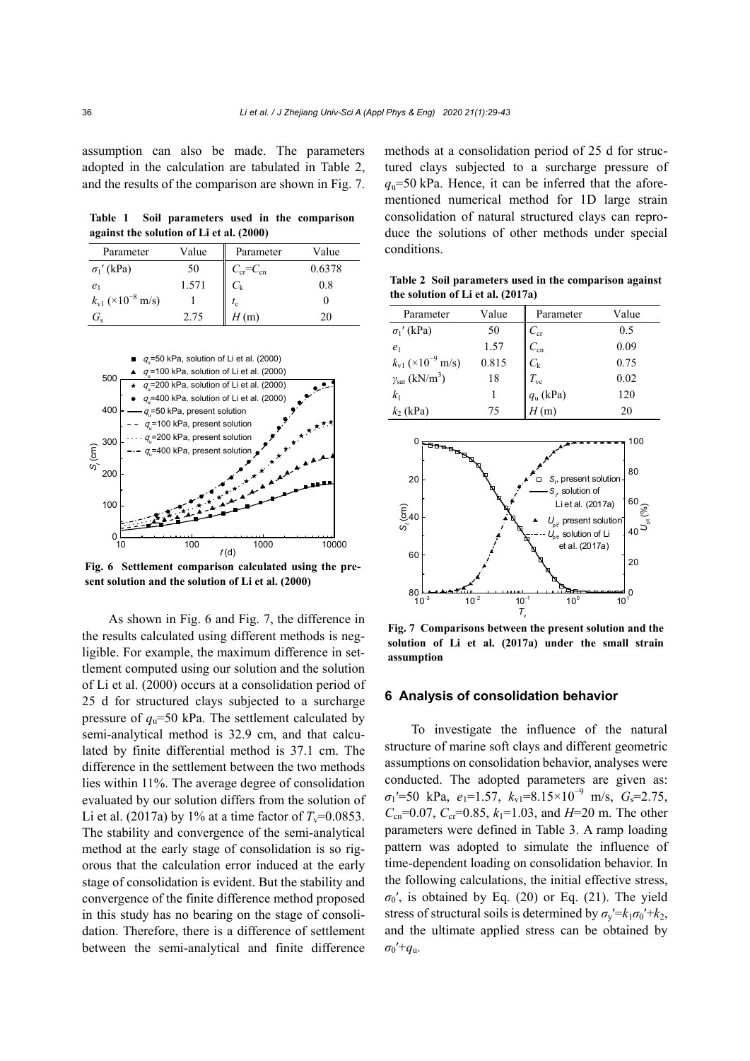assumption can also be made. The parameters adopted in the calculation are tabulated in Table 2, and the results of the comparison are shown in Fig. 7.

**Table 1 Soil parameters used in the comparison against the solution of Li et al. (2000)**

| Parameter | Value | Parameter | Value |
|---|---|---|---|
| $\sigma_1'$ (kPa) | 50 | $C_{cr}=C_{cn}$ | 0.6378 |
| $e_1$ | 1.571 | $C_k$ | 0.8 |
| $k_{v1}$ ($\times10^{-8}$ m/s) | 1 | $t_c$ | 0 |
| $G_s$ | 2.75 | $H$ (m) | 20 |

Fig. 6 Settlement comparison calculated using the present solution and the solution of Li et al. (2000)

As shown in Fig. 6 and Fig. 7, the difference in the results calculated using different methods is negligible. For example, the maximum difference in settlement computed using our solution and the solution of Li et al. (2000) occurs at a consolidation period of 25 d for structured clays subjected to a surcharge pressure of $q_u$=50 kPa. The settlement calculated by semi-analytical method is 32.9 cm, and that calculated by finite differential method is 37.1 cm. The difference in the settlement between the two methods lies within 11%. The average degree of consolidation evaluated by our solution differs from the solution of Li et al. (2017a) by 1% at a time factor of $T_v$=0.0853. The stability and convergence of the semi-analytical method at the early stage of consolidation is so rigorous that the calculation error induced at the early stage of consolidation is evident. But the stability and convergence of the finite difference method proposed in this study has no bearing on the stage of consolidation. Therefore, there is a difference of settlement between the semi-analytical and finite difference methods at a consolidation period of 25 d for structured clays subjected to a surcharge pressure of $q_u$=50 kPa. Hence, it can be inferred that the aforementioned numerical method for 1D large strain consolidation of natural structured clays can reproduce the solutions of other methods under special conditions.

**Table 2 Soil parameters used in the comparison against the solution of Li et al. (2017a)**

| Parameter | Value | Parameter | Value |
|---|---|---|---|
| $\sigma_1'$ (kPa) | 50 | $C_{cr}$ | 0.5 |
| $e_1$ | 1.57 | $C_{cn}$ | 0.09 |
| $k_{v1}$ ($\times10^{-9}$ m/s) | 0.815 | $C_k$ | 0.75 |
| $\gamma_{sat}$ (kN/m$^3$) | 18 | $T_{vc}$ | 0.02 |
| $k_1$ | 1 | $q_u$ (kPa) | 120 |
| $k_2$ (kPa) | 75 | $H$ (m) | 20 |

Fig. 7 Comparisons between the present solution and the solution of Li et al. (2017a) under the small strain assumption

## 6 Analysis of consolidation behavior

To investigate the influence of the natural structure of marine soft clays and different geometric assumptions on consolidation behavior, analyses were conducted. The adopted parameters are given as: $\sigma_1'$=50 kPa, $e_1$=1.57, $k_{v1}$=8.15×10$^{-9}$ m/s, $G_s$=2.75, $C_{cn}$=0.07, $C_{cr}$=0.85, $k_1$=1.03, and $H$=20 m. The other parameters were defined in Table 3. A ramp loading pattern was adopted to simulate the influence of time-dependent loading on consolidation behavior. In the following calculations, the initial effective stress, $\sigma_0'$, is obtained by Eq. (20) or Eq. (21). The yield stress of structural soils is determined by $\sigma_y'=k_1\sigma_0'+k_2$, and the ultimate applied stress can be obtained by $\sigma_0'+q_u$.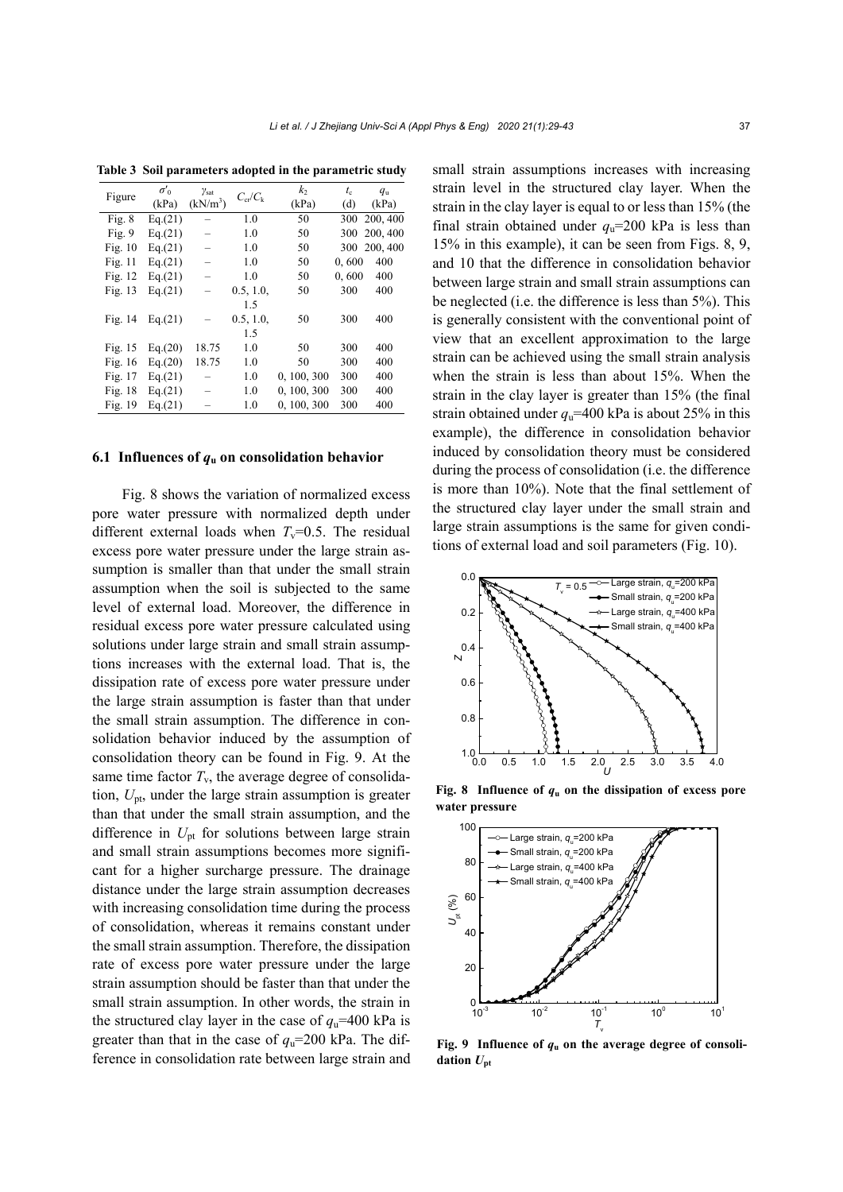**Table 3 Soil parameters adopted in the parametric study**

| Figure | $\sigma'_0$ (kPa) | $\gamma_{sat}$ (kN/m$^3$) | $C_{cr}/C_k$ | $k_2$ (kPa) | $t_c$ (d) | $q_u$ (kPa) |
|---|---|---|---|---|---|---|
| Fig. 8 | Eq.(21) | – | 1.0 | 50 | 300 | 200, 400 |
| Fig. 9 | Eq.(21) | – | 1.0 | 50 | 300 | 200, 400 |
| Fig. 10 | Eq.(21) | – | 1.0 | 50 | 300 | 200, 400 |
| Fig. 11 | Eq.(21) | – | 1.0 | 50 | 0, 600 | 400 |
| Fig. 12 | Eq.(21) | – | 1.0 | 50 | 0, 600 | 400 |
| Fig. 13 | Eq.(21) | – | 0.5, 1.0, 1.5 | 50 | 300 | 400 |
| Fig. 14 | Eq.(21) | – | 0.5, 1.0, 1.5 | 50 | 300 | 400 |
| Fig. 15 | Eq.(20) | 18.75 | 1.0 | 50 | 300 | 400 |
| Fig. 16 | Eq.(20) | 18.75 | 1.0 | 50 | 300 | 400 |
| Fig. 17 | Eq.(21) | – | 1.0 | 0, 100, 300 | 300 | 400 |
| Fig. 18 | Eq.(21) | – | 1.0 | 0, 100, 300 | 300 | 400 |
| Fig. 19 | Eq.(21) | – | 1.0 | 0, 100, 300 | 300 | 400 |

### 6.1 Influences of $q_u$ on consolidation behavior

Fig. 8 shows the variation of normalized excess pore water pressure with normalized depth under different external loads when $T_v$=0.5. The residual excess pore water pressure under the large strain assumption is smaller than that under the small strain assumption when the soil is subjected to the same level of external load. Moreover, the difference in residual excess pore water pressure calculated using solutions under large strain and small strain assumptions increases with the external load. That is, the dissipation rate of excess pore water pressure under the large strain assumption is faster than that under the small strain assumption. The difference in consolidation behavior induced by the assumption of consolidation theory can be found in Fig. 9. At the same time factor $T_v$, the average degree of consolidation, $U_{pt}$, under the large strain assumption is greater than that under the small strain assumption, and the difference in $U_{pt}$ for solutions between large strain and small strain assumptions becomes more significant for a higher surcharge pressure. The drainage distance under the large strain assumption decreases with increasing consolidation time during the process of consolidation, whereas it remains constant under the small strain assumption. Therefore, the dissipation rate of excess pore water pressure under the large strain assumption should be faster than that under the small strain assumption. In other words, the strain in the structured clay layer in the case of $q_u$=400 kPa is greater than that in the case of $q_u$=200 kPa. The difference in consolidation rate between large strain and small strain assumptions increases with increasing strain level in the structured clay layer. When the strain in the clay layer is equal to or less than 15% (the final strain obtained under $q_u$=200 kPa is less than 15% in this example), it can be seen from Figs. 8, 9, and 10 that the difference in consolidation behavior between large strain and small strain assumptions can be neglected (i.e. the difference is less than 5%). This is generally consistent with the conventional point of view that an excellent approximation to the large strain can be achieved using the small strain analysis when the strain is less than about 15%. When the strain in the clay layer is greater than 15% (the final strain obtained under $q_u$=400 kPa is about 25% in this example), the difference in consolidation behavior induced by consolidation theory must be considered during the process of consolidation (i.e. the difference is more than 10%). Note that the final settlement of the structured clay layer under the small strain and large strain assumptions is the same for given conditions of external load and soil parameters (Fig. 10).

**Fig. 8 Influence of $q_u$ on the dissipation of excess pore water pressure**

**Fig. 9 Influence of $q_u$ on the average degree of consolidation $U_{pt}$**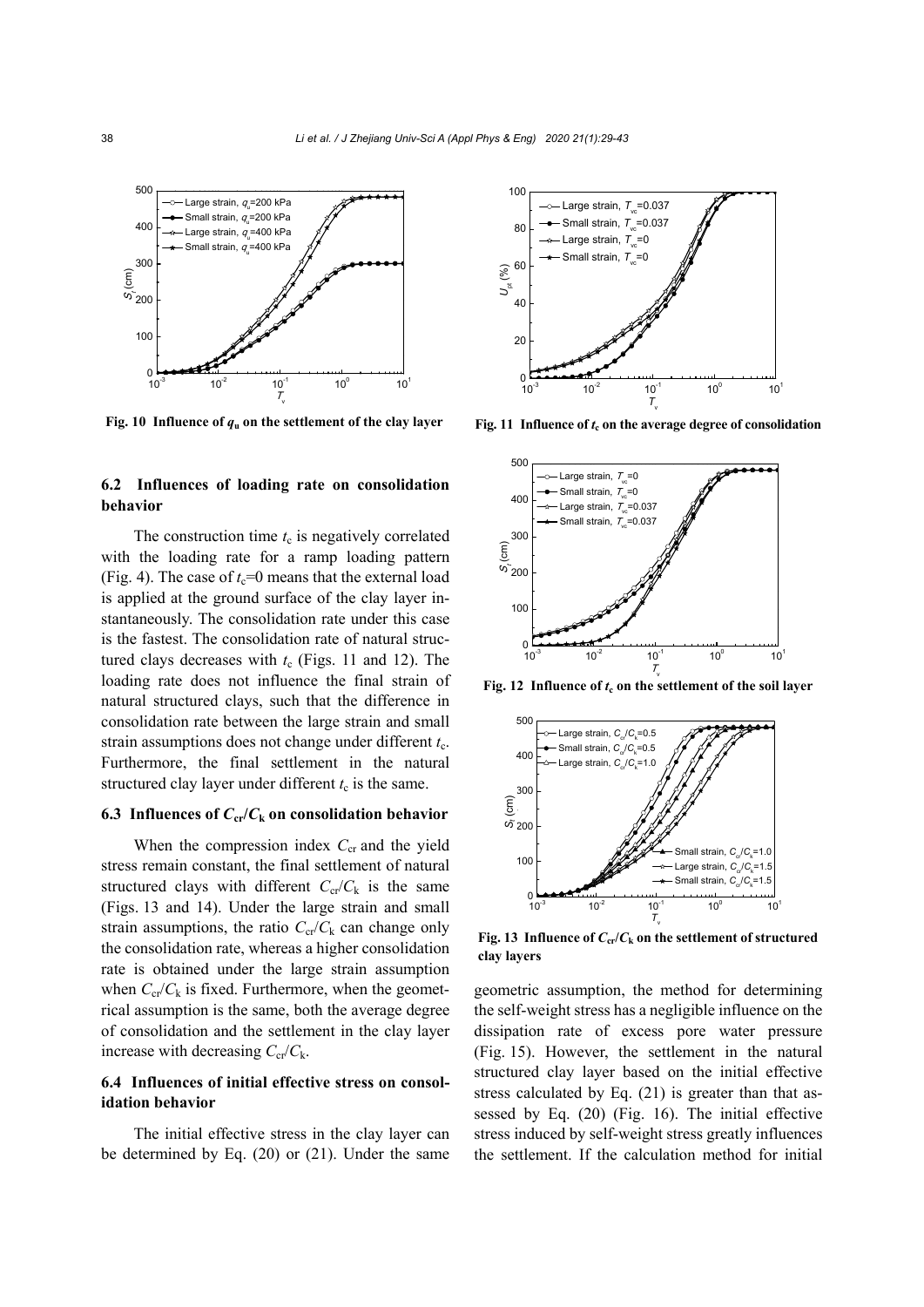Fig. 10 Influence of $q_u$ on the settlement of the clay layer

Fig. 11 Influence of $t_c$ on the average degree of consolidation

Fig. 12 Influence of $t_c$ on the settlement of the soil layer

Fig. 13 Influence of $C_{cr}/C_k$ on the settlement of structured clay layers

### 6.2 Influences of loading rate on consolidation behavior

The construction time $t_c$ is negatively correlated with the loading rate for a ramp loading pattern (Fig. 4). The case of $t_c$=0 means that the external load is applied at the ground surface of the clay layer instantaneously. The consolidation rate under this case is the fastest. The consolidation rate of natural structured clays decreases with $t_c$ (Figs. 11 and 12). The loading rate does not influence the final strain of natural structured clays, such that the difference in consolidation rate between the large strain and small strain assumptions does not change under different $t_c$. Furthermore, the final settlement in the natural structured clay layer under different $t_c$ is the same.

### 6.3 Influences of $C_{cr}/C_k$ on consolidation behavior

When the compression index $C_{cr}$ and the yield stress remain constant, the final settlement of natural structured clays with different $C_{cr}/C_k$ is the same (Figs. 13 and 14). Under the large strain and small strain assumptions, the ratio $C_{cr}/C_k$ can change only the consolidation rate, whereas a higher consolidation rate is obtained under the large strain assumption when $C_{cr}/C_k$ is fixed. Furthermore, when the geometrical assumption is the same, both the average degree of consolidation and the settlement in the clay layer increase with decreasing $C_{cr}/C_k$.

### 6.4 Influences of initial effective stress on consolidation behavior

The initial effective stress in the clay layer can be determined by Eq. (20) or (21). Under the same geometric assumption, the method for determining the self-weight stress has a negligible influence on the dissipation rate of excess pore water pressure (Fig. 15). However, the settlement in the natural structured clay layer based on the initial effective stress calculated by Eq. (21) is greater than that assessed by Eq. (20) (Fig. 16). The initial effective stress induced by self-weight stress greatly influences the settlement. If the calculation method for initial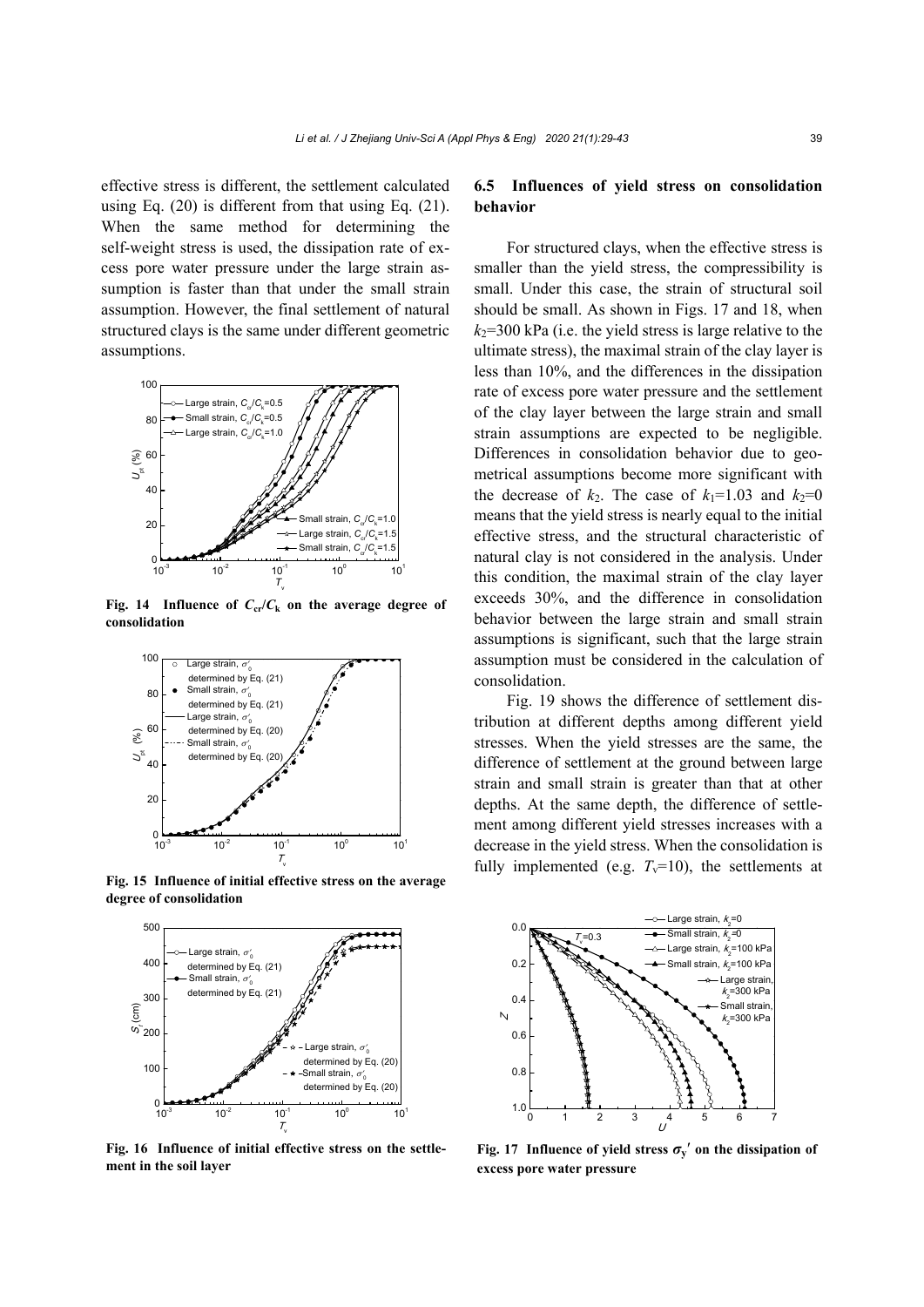effective stress is different, the settlement calculated using Eq. (20) is different from that using Eq. (21). When the same method for determining the self-weight stress is used, the dissipation rate of excess pore water pressure under the large strain assumption is faster than that under the small strain assumption. However, the final settlement of natural structured clays is the same under different geometric assumptions.

**Fig. 14 Influence of $C_{cr}/C_k$ on the average degree of consolidation**

**Fig. 15 Influence of initial effective stress on the average degree of consolidation**

**Fig. 16 Influence of initial effective stress on the settlement in the soil layer**

### 6.5 Influences of yield stress on consolidation behavior

For structured clays, when the effective stress is smaller than the yield stress, the compressibility is small. Under this case, the strain of structural soil should be small. As shown in Figs. 17 and 18, when $k_2$=300 kPa (i.e. the yield stress is large relative to the ultimate stress), the maximal strain of the clay layer is less than 10%, and the differences in the dissipation rate of excess pore water pressure and the settlement of the clay layer between the large strain and small strain assumptions are expected to be negligible. Differences in consolidation behavior due to geometrical assumptions become more significant with the decrease of $k_2$. The case of $k_1$=1.03 and $k_2$=0 means that the yield stress is nearly equal to the initial effective stress, and the structural characteristic of natural clay is not considered in the analysis. Under this condition, the maximal strain of the clay layer exceeds 30%, and the difference in consolidation behavior between the large strain and small strain assumptions is significant, such that the large strain assumption must be considered in the calculation of consolidation.

Fig. 19 shows the difference of settlement distribution at different depths among different yield stresses. When the yield stresses are the same, the difference of settlement at the ground between large strain and small strain is greater than that at other depths. At the same depth, the difference of settlement among different yield stresses increases with a decrease in the yield stress. When the consolidation is fully implemented (e.g. $T_v$=10), the settlements at

**Fig. 17 Influence of yield stress $\sigma_y'$ on the dissipation of excess pore water pressure**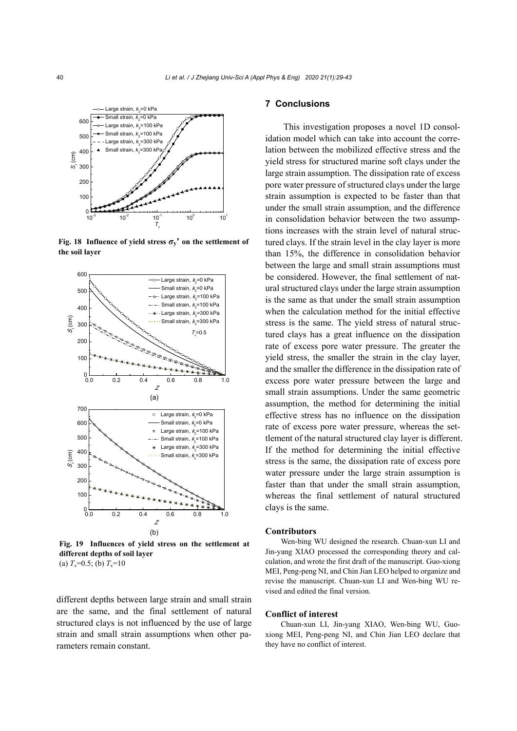Large strain, $k_2$=0 kPa
Small strain, $k_2$=0 kPa
Large strain, $k_2$=100 kPa
Small strain, $k_2$=100 kPa
Large strain, $k_2$=300 kPa
Small strain, $k_2$=300 kPa

$S_t$ (cm)
0
100
200
300
400
500
600

$T_v$
$10^{-3}$
$10^{-2}$
$10^{-1}$
$10^{0}$
$10^{1}$

**Fig. 18 Influence of yield stress $\sigma_y'$ on the settlement of the soil layer**

(a)

Large strain, $k_2$=0 kPa
Small strain, $k_2$=0 kPa
Large strain, $k_2$=100 kPa
Small strain, $k_2$=100 kPa
Large strain, $k_2$=300 kPa
Small strain, $k_2$=300 kPa

$T_v$=0.5

$S_t$ (cm)
0
100
200
300
400
500
600

$Z$
0.0
0.2
0.4
0.6
0.8
1.0

(b)

Large strain, $k_2$=0 kPa
Small strain, $k_2$=0 kPa
Large strain, $k_2$=100 kPa
Small strain, $k_2$=100 kPa
Large strain, $k_2$=300 kPa
Small strain, $k_2$=300 kPa

$S_t$ (cm)
0
100
200
300
400
500
600
700

$Z$
0.0
0.2
0.4
0.6
0.8
1.0

**Fig. 19 Influences of yield stress on the settlement at different depths of soil layer**
(a) $T_v$=0.5; (b) $T_v$=10

different depths between large strain and small strain are the same, and the final settlement of natural structured clays is not influenced by the use of large strain and small strain assumptions when other parameters remain constant.

## 7 Conclusions

This investigation proposes a novel 1D consolidation model which can take into account the correlation between the mobilized effective stress and the yield stress for structured marine soft clays under the large strain assumption. The dissipation rate of excess pore water pressure of structured clays under the large strain assumption is expected to be faster than that under the small strain assumption, and the difference in consolidation behavior between the two assumptions increases with the strain level of natural structured clays. If the strain level in the clay layer is more than 15%, the difference in consolidation behavior between the large and small strain assumptions must be considered. However, the final settlement of natural structured clays under the large strain assumption is the same as that under the small strain assumption when the calculation method for the initial effective stress is the same. The yield stress of natural structured clays has a great influence on the dissipation rate of excess pore water pressure. The greater the yield stress, the smaller the strain in the clay layer, and the smaller the difference in the dissipation rate of excess pore water pressure between the large and small strain assumptions. Under the same geometric assumption, the method for determining the initial effective stress has no influence on the dissipation rate of excess pore water pressure, whereas the settlement of the natural structured clay layer is different. If the method for determining the initial effective stress is the same, the dissipation rate of excess pore water pressure under the large strain assumption is faster than that under the small strain assumption, whereas the final settlement of natural structured clays is the same.

### Contributors

Wen-bing WU designed the research. Chuan-xun LI and Jin-yang XIAO processed the corresponding theory and calculation, and wrote the first draft of the manuscript. Guo-xiong MEI, Peng-peng NI, and Chin Jian LEO helped to organize and revise the manuscript. Chuan-xun LI and Wen-bing WU revised and edited the final version.

### Conflict of interest

Chuan-xun LI, Jin-yang XIAO, Wen-bing WU, Guo-xiong MEI, Peng-peng NI, and Chin Jian LEO declare that they have no conflict of interest.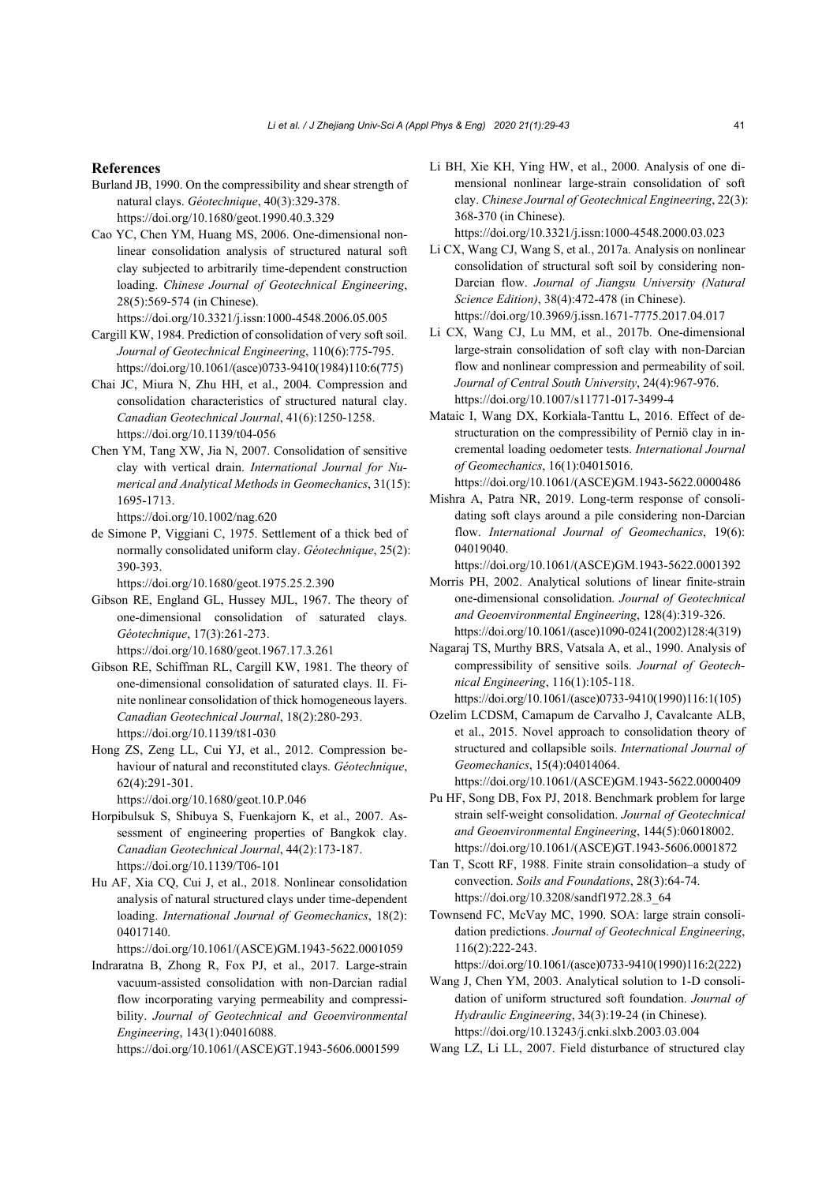## References

Burland JB, 1990. On the compressibility and shear strength of natural clays. *Géotechnique*, 40(3):329-378. https://doi.org/10.1680/geot.1990.40.3.329

Cao YC, Chen YM, Huang MS, 2006. One-dimensional nonlinear consolidation analysis of structured natural soft clay subjected to arbitrarily time-dependent construction loading. *Chinese Journal of Geotechnical Engineering*, 28(5):569-574 (in Chinese). https://doi.org/10.3321/j.issn:1000-4548.2006.05.005

Cargill KW, 1984. Prediction of consolidation of very soft soil. *Journal of Geotechnical Engineering*, 110(6):775-795. https://doi.org/10.1061/(asce)0733-9410(1984)110:6(775)

Chai JC, Miura N, Zhu HH, et al., 2004. Compression and consolidation characteristics of structured natural clay. *Canadian Geotechnical Journal*, 41(6):1250-1258. https://doi.org/10.1139/t04-056

Chen YM, Tang XW, Jia N, 2007. Consolidation of sensitive clay with vertical drain. *International Journal for Numerical and Analytical Methods in Geomechanics*, 31(15): 1695-1713. https://doi.org/10.1002/nag.620

de Simone P, Viggiani C, 1975. Settlement of a thick bed of normally consolidated uniform clay. *Géotechnique*, 25(2): 390-393. https://doi.org/10.1680/geot.1975.25.2.390

Gibson RE, England GL, Hussey MJL, 1967. The theory of one-dimensional consolidation of saturated clays. *Géotechnique*, 17(3):261-273. https://doi.org/10.1680/geot.1967.17.3.261

Gibson RE, Schiffman RL, Cargill KW, 1981. The theory of one-dimensional consolidation of saturated clays. II. Finite nonlinear consolidation of thick homogeneous layers. *Canadian Geotechnical Journal*, 18(2):280-293. https://doi.org/10.1139/t81-030

Hong ZS, Zeng LL, Cui YJ, et al., 2012. Compression behaviour of natural and reconstituted clays. *Géotechnique*, 62(4):291-301. https://doi.org/10.1680/geot.10.P.046

Horpibulsuk S, Shibuya S, Fuenkajorn K, et al., 2007. Assessment of engineering properties of Bangkok clay. *Canadian Geotechnical Journal*, 44(2):173-187. https://doi.org/10.1139/T06-101

Hu AF, Xia CQ, Cui J, et al., 2018. Nonlinear consolidation analysis of natural structured clays under time-dependent loading. *International Journal of Geomechanics*, 18(2): 04017140. https://doi.org/10.1061/(ASCE)GM.1943-5622.0001059

Indraratna B, Zhong R, Fox PJ, et al., 2017. Large-strain vacuum-assisted consolidation with non-Darcian radial flow incorporating varying permeability and compressibility. *Journal of Geotechnical and Geoenvironmental Engineering*, 143(1):04016088. https://doi.org/10.1061/(ASCE)GT.1943-5606.0001599

Li BH, Xie KH, Ying HW, et al., 2000. Analysis of one dimensional nonlinear large-strain consolidation of soft clay. *Chinese Journal of Geotechnical Engineering*, 22(3): 368-370 (in Chinese). https://doi.org/10.3321/j.issn:1000-4548.2000.03.023

Li CX, Wang CJ, Wang S, et al., 2017a. Analysis on nonlinear consolidation of structural soft soil by considering non-Darcian flow. *Journal of Jiangsu University (Natural Science Edition)*, 38(4):472-478 (in Chinese). https://doi.org/10.3969/j.issn.1671-7775.2017.04.017

Li CX, Wang CJ, Lu MM, et al., 2017b. One-dimensional large-strain consolidation of soft clay with non-Darcian flow and nonlinear compression and permeability of soil. *Journal of Central South University*, 24(4):967-976. https://doi.org/10.1007/s11771-017-3499-4

Mataic I, Wang DX, Korkiala-Tanttu L, 2016. Effect of destructuration on the compressibility of Perniö clay in incremental loading oedometer tests. *International Journal of Geomechanics*, 16(1):04015016. https://doi.org/10.1061/(ASCE)GM.1943-5622.0000486

Mishra A, Patra NR, 2019. Long-term response of consolidating soft clays around a pile considering non-Darcian flow. *International Journal of Geomechanics*, 19(6): 04019040. https://doi.org/10.1061/(ASCE)GM.1943-5622.0001392

Morris PH, 2002. Analytical solutions of linear finite-strain one-dimensional consolidation. *Journal of Geotechnical and Geoenvironmental Engineering*, 128(4):319-326. https://doi.org/10.1061/(asce)1090-0241(2002)128:4(319)

Nagaraj TS, Murthy BRS, Vatsala A, et al., 1990. Analysis of compressibility of sensitive soils. *Journal of Geotechnical Engineering*, 116(1):105-118. https://doi.org/10.1061/(asce)0733-9410(1990)116:1(105)

Ozelim LCDSM, Camapum de Carvalho J, Cavalcante ALB, et al., 2015. Novel approach to consolidation theory of structured and collapsible soils. *International Journal of Geomechanics*, 15(4):04014064. https://doi.org/10.1061/(ASCE)GM.1943-5622.0000409

Pu HF, Song DB, Fox PJ, 2018. Benchmark problem for large strain self-weight consolidation. *Journal of Geotechnical and Geoenvironmental Engineering*, 144(5):06018002. https://doi.org/10.1061/(ASCE)GT.1943-5606.0001872

Tan T, Scott RF, 1988. Finite strain consolidation–a study of convection. *Soils and Foundations*, 28(3):64-74. https://doi.org/10.3208/sandf1972.28.3_64

Townsend FC, McVay MC, 1990. SOA: large strain consolidation predictions. *Journal of Geotechnical Engineering*, 116(2):222-243. https://doi.org/10.1061/(asce)0733-9410(1990)116:2(222)

Wang J, Chen YM, 2003. Analytical solution to 1-D consolidation of uniform structured soft foundation. *Journal of Hydraulic Engineering*, 34(3):19-24 (in Chinese). https://doi.org/10.13243/j.cnki.slxb.2003.03.004

Wang LZ, Li LL, 2007. Field disturbance of structured clay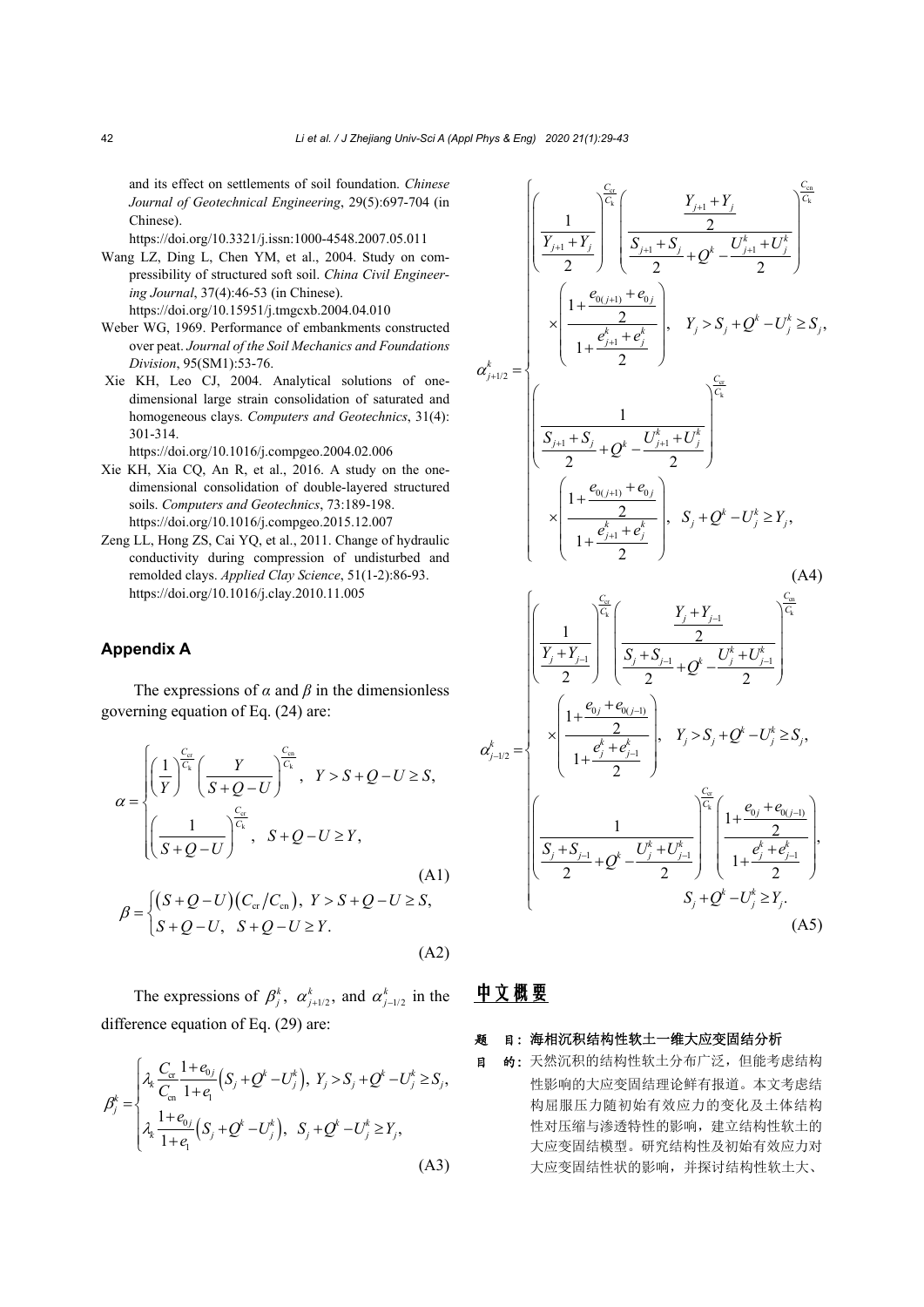and its effect on settlements of soil foundation. *Chinese Journal of Geotechnical Engineering*, 29(5):697-704 (in Chinese).
https://doi.org/10.3321/j.issn:1000-4548.2007.05.011

Wang LZ, Ding L, Chen YM, et al., 2004. Study on compressibility of structured soft soil. *China Civil Engineering Journal*, 37(4):46-53 (in Chinese).
https://doi.org/10.15951/j.tmgcxb.2004.04.010

Weber WG, 1969. Performance of embankments constructed over peat. *Journal of the Soil Mechanics and Foundations Division*, 95(SM1):53-76.

Xie KH, Leo CJ, 2004. Analytical solutions of one-dimensional large strain consolidation of saturated and homogeneous clays. *Computers and Geotechnics*, 31(4): 301-314.
https://doi.org/10.1016/j.compgeo.2004.02.006

Xie KH, Xia CQ, An R, et al., 2016. A study on the one-dimensional consolidation of double-layered structured soils. *Computers and Geotechnics*, 73:189-198.
https://doi.org/10.1016/j.compgeo.2015.12.007

Zeng LL, Hong ZS, Cai YQ, et al., 2011. Change of hydraulic conductivity during compression of undisturbed and remolded clays. *Applied Clay Science*, 51(1-2):86-93.
https://doi.org/10.1016/j.clay.2010.11.005

## Appendix A

The expressions of $\alpha$ and $\beta$ in the dimensionless governing equation of Eq. (24) are:

$$\alpha=\begin{cases}\left(\dfrac{1}{Y}\right)^{\frac{C_{\text{cr}}}{C_{\text{k}}}}\left(\dfrac{Y}{S+Q-U}\right)^{\frac{C_{\text{cn}}}{C_{\text{k}}}}, & Y>S+Q-U\geq S,\\ \left(\dfrac{1}{S+Q-U}\right)^{\frac{C_{\text{cr}}}{C_{\text{k}}}}, & S+Q-U\geq Y,\end{cases}\tag{A1}$$

$$\beta=\begin{cases}(S+Q-U)(C_{\text{cr}}/C_{\text{cn}}), & Y>S+Q-U\geq S,\\ S+Q-U, & S+Q-U\geq Y.\end{cases}\tag{A2}$$

The expressions of $\beta_j^k$, $\alpha_{j+1/2}^k$, and $\alpha_{j-1/2}^k$ in the difference equation of Eq. (29) are:

$$\beta_j^k=\begin{cases}\lambda_{\text{k}}\dfrac{C_{\text{cr}}}{C_{\text{cn}}}\dfrac{1+e_{0j}}{1+e_1}\left(S_j+Q^k-U_j^k\right), & Y_j>S_j+Q^k-U_j^k\geq S_j,\\ \lambda_{\text{k}}\dfrac{1+e_{0j}}{1+e_1}\left(S_j+Q^k-U_j^k\right), & S_j+Q^k-U_j^k\geq Y_j,\end{cases}\tag{A3}$$

$$\alpha_{j+1/2}^k=\begin{cases}\left(\dfrac{1}{\frac{Y_{j+1}+Y_j}{2}}\right)^{\frac{C_{\text{cr}}}{C_{\text{k}}}}\left(\dfrac{\frac{Y_{j+1}+Y_j}{2}}{\frac{S_{j+1}+S_j}{2}+Q^k-\frac{U_{j+1}^k+U_j^k}{2}}\right)^{\frac{C_{\text{cn}}}{C_{\text{k}}}}\times\left(\dfrac{1+\frac{e_{0(j+1)}+e_{0j}}{2}}{1+\frac{e_{j+1}^k+e_j^k}{2}}\right), & Y_j>S_j+Q^k-U_j^k\geq S_j,\\ \left(\dfrac{1}{\frac{S_{j+1}+S_j}{2}+Q^k-\frac{U_{j+1}^k+U_j^k}{2}}\right)^{\frac{C_{\text{cr}}}{C_{\text{k}}}}\times\left(\dfrac{1+\frac{e_{0(j+1)}+e_{0j}}{2}}{1+\frac{e_{j+1}^k+e_j^k}{2}}\right), & S_j+Q^k-U_j^k\geq Y_j,\end{cases}\tag{A4}$$

$$\alpha_{j-1/2}^k=\begin{cases}\left(\dfrac{1}{\frac{Y_j+Y_{j-1}}{2}}\right)^{\frac{C_{\text{cr}}}{C_{\text{k}}}}\left(\dfrac{\frac{Y_j+Y_{j-1}}{2}}{\frac{S_j+S_{j-1}}{2}+Q^k-\frac{U_j^k+U_{j-1}^k}{2}}\right)^{\frac{C_{\text{cn}}}{C_{\text{k}}}}\times\left(\dfrac{1+\frac{e_{0j}+e_{0(j-1)}}{2}}{1+\frac{e_j^k+e_{j-1}^k}{2}}\right), & Y_j>S_j+Q^k-U_j^k\geq S_j,\\ \left(\dfrac{1}{\frac{S_j+S_{j-1}}{2}+Q^k-\frac{U_j^k+U_{j-1}^k}{2}}\right)^{\frac{C_{\text{cr}}}{C_{\text{k}}}}\left(\dfrac{1+\frac{e_{0j}+e_{0(j-1)}}{2}}{1+\frac{e_j^k+e_{j-1}^k}{2}}\right), & S_j+Q^k-U_j^k\geq Y_j.\end{cases}\tag{A5}$$

## 中文概要

**题　目：** 海相沉积结构性软土一维大应变固结分析

**目　的：** 天然沉积的结构性软土分布广泛，但能考虑结构性影响的大应变固结理论鲜有报道。本文考虑结构屈服压力随初始有效应力的变化及土体结构性对压缩与渗透特性的影响，建立结构性软土的大应变固结模型。研究结构性及初始有效应力对大应变固结性状的影响，并探讨结构性软土大、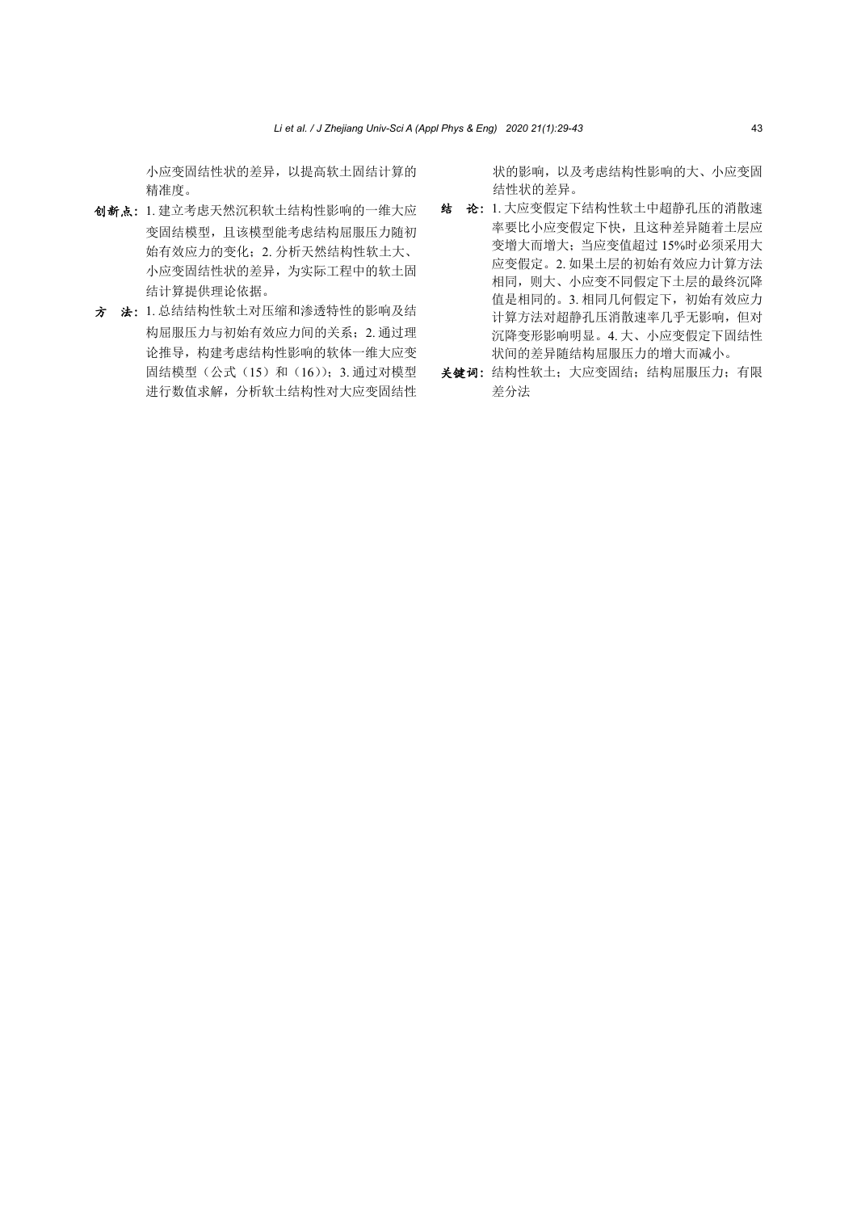小应变固结性状的差异，以提高软土固结计算的精准度。

**创新点：** 1. 建立考虑天然沉积软土结构性影响的一维大应变固结模型，且该模型能考虑结构屈服压力随初始有效应力的变化；2. 分析天然结构性软土大、小应变固结性状的差异，为实际工程中的软土固结计算提供理论依据。

**方　法：** 1. 总结结构性软土对压缩和渗透特性的影响及结构屈服压力与初始有效应力间的关系；2. 通过理论推导，构建考虑结构性影响的软体一维大应变固结模型（公式（15）和（16））；3. 通过对模型进行数值求解，分析软土结构性对大应变固结性状的影响，以及考虑结构性影响的大、小应变固结性状的差异。

**结　论：** 1. 大应变假定下结构性软土中超静孔压的消散速率要比小应变假定下快，且这种差异随着土层应变增大而增大；当应变值超过 15%时必须采用大应变假定。2. 如果土层的初始有效应力计算方法相同，则大、小应变不同假定下土层的最终沉降值是相同的。3. 相同几何假定下，初始有效应力计算方法对超静孔压消散速率几乎无影响，但对沉降变形影响明显。4. 大、小应变假定下固结性状间的差异随结构屈服压力的增大而减小。

**关键词：** 结构性软土；大应变固结；结构屈服压力；有限差分法